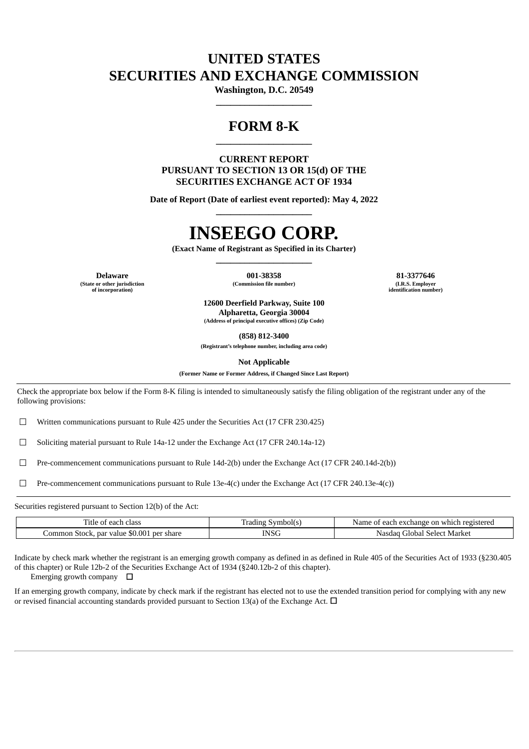# UNITED STATES
# SECURITIES AND EXCHANGE COMMISSION

**Washington, D.C. 20549**

---

# FORM 8-K

---

**CURRENT REPORT**
**PURSUANT TO SECTION 13 OR 15(d) OF THE**
**SECURITIES EXCHANGE ACT OF 1934**

**Date of Report (Date of earliest event reported): May 4, 2022**

---

# INSEEGO CORP.

**(Exact Name of Registrant as Specified in its Charter)**

---

| **Delaware** | **001-38358** | **81-3377646** |
|---|---|---|
| **(State or other jurisdiction of incorporation)** | **(Commission file number)** | **(I.R.S. Employer identification number)** |

**12600 Deerfield Parkway, Suite 100**
**Alpharetta, Georgia 30004**
**(Address of principal executive offices) (Zip Code)**

**(858) 812-3400**
**(Registrant's telephone number, including area code)**

**Not Applicable**
**(Former Name or Former Address, if Changed Since Last Report)**

---

Check the appropriate box below if the Form 8-K filing is intended to simultaneously satisfy the filing obligation of the registrant under any of the following provisions:

☐ Written communications pursuant to Rule 425 under the Securities Act (17 CFR 230.425)

☐ Soliciting material pursuant to Rule 14a-12 under the Exchange Act (17 CFR 240.14a-12)

☐ Pre-commencement communications pursuant to Rule 14d-2(b) under the Exchange Act (17 CFR 240.14d-2(b))

☐ Pre-commencement communications pursuant to Rule 13e-4(c) under the Exchange Act (17 CFR 240.13e-4(c))

---

Securities registered pursuant to Section 12(b) of the Act:

| Title of each class | Trading Symbol(s) | Name of each exchange on which registered |
|---|---|---|
| Common Stock, par value $0.001 per share | INSG | Nasdaq Global Select Market |

Indicate by check mark whether the registrant is an emerging growth company as defined in as defined in Rule 405 of the Securities Act of 1933 (§230.405 of this chapter) or Rule 12b-2 of the Securities Exchange Act of 1934 (§240.12b-2 of this chapter).

Emerging growth company ☐

If an emerging growth company, indicate by check mark if the registrant has elected not to use the extended transition period for complying with any new or revised financial accounting standards provided pursuant to Section 13(a) of the Exchange Act. ☐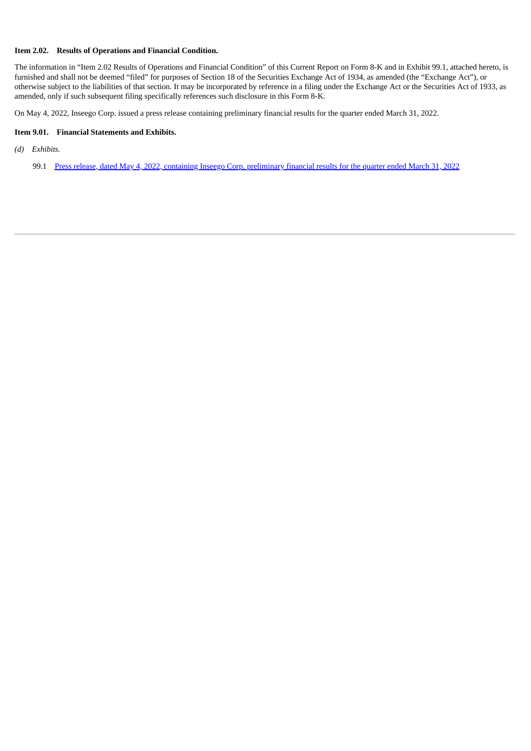**Item 2.02. Results of Operations and Financial Condition.**

The information in "Item 2.02 Results of Operations and Financial Condition" of this Current Report on Form 8-K and in Exhibit 99.1, attached hereto, is furnished and shall not be deemed "filed" for purposes of Section 18 of the Securities Exchange Act of 1934, as amended (the "Exchange Act"), or otherwise subject to the liabilities of that section. It may be incorporated by reference in a filing under the Exchange Act or the Securities Act of 1933, as amended, only if such subsequent filing specifically references such disclosure in this Form 8-K.

On May 4, 2022, Inseego Corp. issued a press release containing preliminary financial results for the quarter ended March 31, 2022.

**Item 9.01. Financial Statements and Exhibits.**

*(d) Exhibits.*

99.1 Press release, dated May 4, 2022, containing Inseego Corp. preliminary financial results for the quarter ended March 31, 2022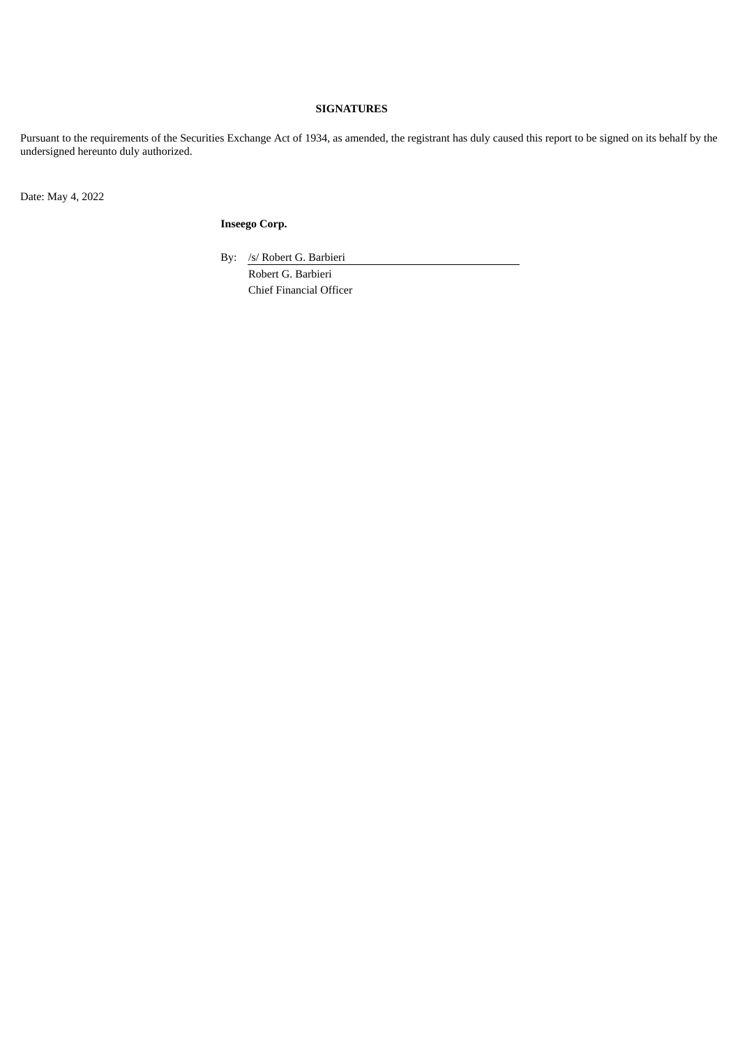**SIGNATURES**

Pursuant to the requirements of the Securities Exchange Act of 1934, as amended, the registrant has duly caused this report to be signed on its behalf by the undersigned hereunto duly authorized.

Date: May 4, 2022

**Inseego Corp.**

By: /s/ Robert G. Barbieri

Robert G. Barbieri
Chief Financial Officer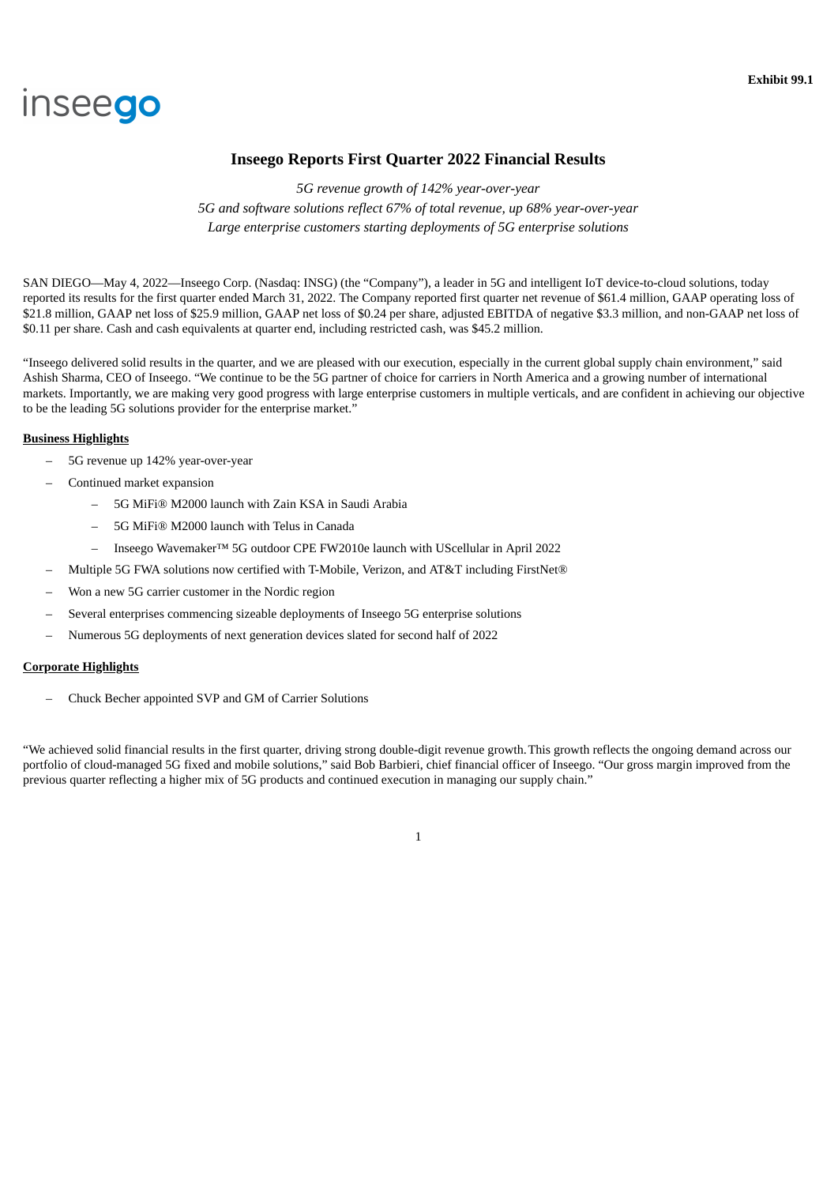Exhibit 99.1

inseego

# Inseego Reports First Quarter 2022 Financial Results

*5G revenue growth of 142% year-over-year*

*5G and software solutions reflect 67% of total revenue, up 68% year-over-year*

*Large enterprise customers starting deployments of 5G enterprise solutions*

SAN DIEGO—May 4, 2022—Inseego Corp. (Nasdaq: INSG) (the "Company"), a leader in 5G and intelligent IoT device-to-cloud solutions, today reported its results for the first quarter ended March 31, 2022. The Company reported first quarter net revenue of $61.4 million, GAAP operating loss of $21.8 million, GAAP net loss of $25.9 million, GAAP net loss of $0.24 per share, adjusted EBITDA of negative $3.3 million, and non-GAAP net loss of $0.11 per share. Cash and cash equivalents at quarter end, including restricted cash, was $45.2 million.

"Inseego delivered solid results in the quarter, and we are pleased with our execution, especially in the current global supply chain environment," said Ashish Sharma, CEO of Inseego. "We continue to be the 5G partner of choice for carriers in North America and a growing number of international markets. Importantly, we are making very good progress with large enterprise customers in multiple verticals, and are confident in achieving our objective to be the leading 5G solutions provider for the enterprise market."

**Business Highlights**

- 5G revenue up 142% year-over-year
- Continued market expansion
  - 5G MiFi® M2000 launch with Zain KSA in Saudi Arabia
  - 5G MiFi® M2000 launch with Telus in Canada
  - Inseego Wavemaker™ 5G outdoor CPE FW2010e launch with UScellular in April 2022
- Multiple 5G FWA solutions now certified with T-Mobile, Verizon, and AT&T including FirstNet®
- Won a new 5G carrier customer in the Nordic region
- Several enterprises commencing sizeable deployments of Inseego 5G enterprise solutions
- Numerous 5G deployments of next generation devices slated for second half of 2022

**Corporate Highlights**

- Chuck Becher appointed SVP and GM of Carrier Solutions

"We achieved solid financial results in the first quarter, driving strong double-digit revenue growth. This growth reflects the ongoing demand across our portfolio of cloud-managed 5G fixed and mobile solutions," said Bob Barbieri, chief financial officer of Inseego. "Our gross margin improved from the previous quarter reflecting a higher mix of 5G products and continued execution in managing our supply chain."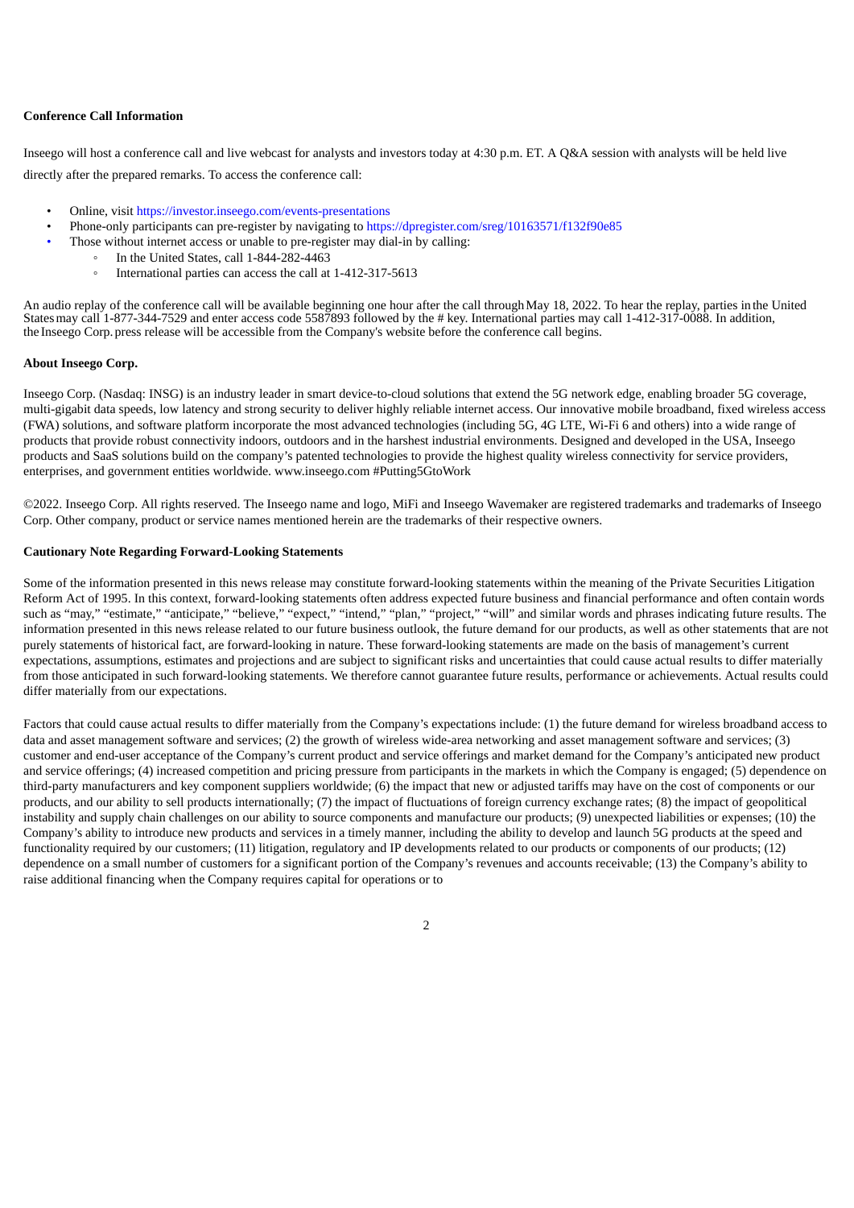**Conference Call Information**

Inseego will host a conference call and live webcast for analysts and investors today at 4:30 p.m. ET. A Q&A session with analysts will be held live directly after the prepared remarks. To access the conference call:

- Online, visit https://investor.inseego.com/events-presentations
- Phone-only participants can pre-register by navigating to https://dpregister.com/sreg/10163571/f132f90e85
- Those without internet access or unable to pre-register may dial-in by calling:
  - In the United States, call 1-844-282-4463
  - International parties can access the call at 1-412-317-5613

An audio replay of the conference call will be available beginning one hour after the call through May 18, 2022. To hear the replay, parties in the United States may call 1-877-344-7529 and enter access code 5587893 followed by the # key. International parties may call 1-412-317-0088. In addition, the Inseego Corp. press release will be accessible from the Company's website before the conference call begins.

**About Inseego Corp.**

Inseego Corp. (Nasdaq: INSG) is an industry leader in smart device-to-cloud solutions that extend the 5G network edge, enabling broader 5G coverage, multi-gigabit data speeds, low latency and strong security to deliver highly reliable internet access. Our innovative mobile broadband, fixed wireless access (FWA) solutions, and software platform incorporate the most advanced technologies (including 5G, 4G LTE, Wi-Fi 6 and others) into a wide range of products that provide robust connectivity indoors, outdoors and in the harshest industrial environments. Designed and developed in the USA, Inseego products and SaaS solutions build on the company's patented technologies to provide the highest quality wireless connectivity for service providers, enterprises, and government entities worldwide. www.inseego.com #Putting5GtoWork

©2022. Inseego Corp. All rights reserved. The Inseego name and logo, MiFi and Inseego Wavemaker are registered trademarks and trademarks of Inseego Corp. Other company, product or service names mentioned herein are the trademarks of their respective owners.

**Cautionary Note Regarding Forward-Looking Statements**

Some of the information presented in this news release may constitute forward-looking statements within the meaning of the Private Securities Litigation Reform Act of 1995. In this context, forward-looking statements often address expected future business and financial performance and often contain words such as "may," "estimate," "anticipate," "believe," "expect," "intend," "plan," "project," "will" and similar words and phrases indicating future results. The information presented in this news release related to our future business outlook, the future demand for our products, as well as other statements that are not purely statements of historical fact, are forward-looking in nature. These forward-looking statements are made on the basis of management's current expectations, assumptions, estimates and projections and are subject to significant risks and uncertainties that could cause actual results to differ materially from those anticipated in such forward-looking statements. We therefore cannot guarantee future results, performance or achievements. Actual results could differ materially from our expectations.

Factors that could cause actual results to differ materially from the Company's expectations include: (1) the future demand for wireless broadband access to data and asset management software and services; (2) the growth of wireless wide-area networking and asset management software and services; (3) customer and end-user acceptance of the Company's current product and service offerings and market demand for the Company's anticipated new product and service offerings; (4) increased competition and pricing pressure from participants in the markets in which the Company is engaged; (5) dependence on third-party manufacturers and key component suppliers worldwide; (6) the impact that new or adjusted tariffs may have on the cost of components or our products, and our ability to sell products internationally; (7) the impact of fluctuations of foreign currency exchange rates; (8) the impact of geopolitical instability and supply chain challenges on our ability to source components and manufacture our products; (9) unexpected liabilities or expenses; (10) the Company's ability to introduce new products and services in a timely manner, including the ability to develop and launch 5G products at the speed and functionality required by our customers; (11) litigation, regulatory and IP developments related to our products or components of our products; (12) dependence on a small number of customers for a significant portion of the Company's revenues and accounts receivable; (13) the Company's ability to raise additional financing when the Company requires capital for operations or to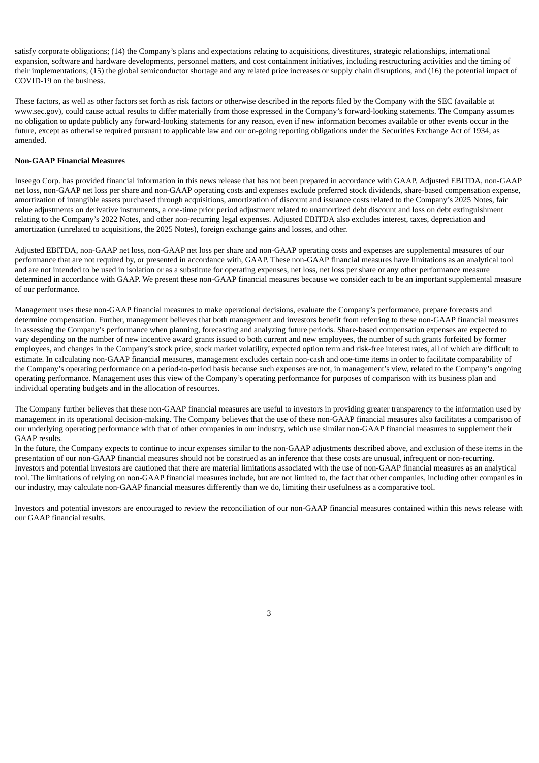satisfy corporate obligations; (14) the Company's plans and expectations relating to acquisitions, divestitures, strategic relationships, international expansion, software and hardware developments, personnel matters, and cost containment initiatives, including restructuring activities and the timing of their implementations; (15) the global semiconductor shortage and any related price increases or supply chain disruptions, and (16) the potential impact of COVID-19 on the business.

These factors, as well as other factors set forth as risk factors or otherwise described in the reports filed by the Company with the SEC (available at www.sec.gov), could cause actual results to differ materially from those expressed in the Company's forward-looking statements. The Company assumes no obligation to update publicly any forward-looking statements for any reason, even if new information becomes available or other events occur in the future, except as otherwise required pursuant to applicable law and our on-going reporting obligations under the Securities Exchange Act of 1934, as amended.

**Non-GAAP Financial Measures**

Inseego Corp. has provided financial information in this news release that has not been prepared in accordance with GAAP. Adjusted EBITDA, non-GAAP net loss, non-GAAP net loss per share and non-GAAP operating costs and expenses exclude preferred stock dividends, share-based compensation expense, amortization of intangible assets purchased through acquisitions, amortization of discount and issuance costs related to the Company's 2025 Notes, fair value adjustments on derivative instruments, a one-time prior period adjustment related to unamortized debt discount and loss on debt extinguishment relating to the Company's 2022 Notes, and other non-recurring legal expenses. Adjusted EBITDA also excludes interest, taxes, depreciation and amortization (unrelated to acquisitions, the 2025 Notes), foreign exchange gains and losses, and other.

Adjusted EBITDA, non-GAAP net loss, non-GAAP net loss per share and non-GAAP operating costs and expenses are supplemental measures of our performance that are not required by, or presented in accordance with, GAAP. These non-GAAP financial measures have limitations as an analytical tool and are not intended to be used in isolation or as a substitute for operating expenses, net loss, net loss per share or any other performance measure determined in accordance with GAAP. We present these non-GAAP financial measures because we consider each to be an important supplemental measure of our performance.

Management uses these non-GAAP financial measures to make operational decisions, evaluate the Company's performance, prepare forecasts and determine compensation. Further, management believes that both management and investors benefit from referring to these non-GAAP financial measures in assessing the Company's performance when planning, forecasting and analyzing future periods. Share-based compensation expenses are expected to vary depending on the number of new incentive award grants issued to both current and new employees, the number of such grants forfeited by former employees, and changes in the Company's stock price, stock market volatility, expected option term and risk-free interest rates, all of which are difficult to estimate. In calculating non-GAAP financial measures, management excludes certain non-cash and one-time items in order to facilitate comparability of the Company's operating performance on a period-to-period basis because such expenses are not, in management's view, related to the Company's ongoing operating performance. Management uses this view of the Company's operating performance for purposes of comparison with its business plan and individual operating budgets and in the allocation of resources.

The Company further believes that these non-GAAP financial measures are useful to investors in providing greater transparency to the information used by management in its operational decision-making. The Company believes that the use of these non-GAAP financial measures also facilitates a comparison of our underlying operating performance with that of other companies in our industry, which use similar non-GAAP financial measures to supplement their GAAP results.

In the future, the Company expects to continue to incur expenses similar to the non-GAAP adjustments described above, and exclusion of these items in the presentation of our non-GAAP financial measures should not be construed as an inference that these costs are unusual, infrequent or non-recurring. Investors and potential investors are cautioned that there are material limitations associated with the use of non-GAAP financial measures as an analytical tool. The limitations of relying on non-GAAP financial measures include, but are not limited to, the fact that other companies, including other companies in our industry, may calculate non-GAAP financial measures differently than we do, limiting their usefulness as a comparative tool.

Investors and potential investors are encouraged to review the reconciliation of our non-GAAP financial measures contained within this news release with our GAAP financial results.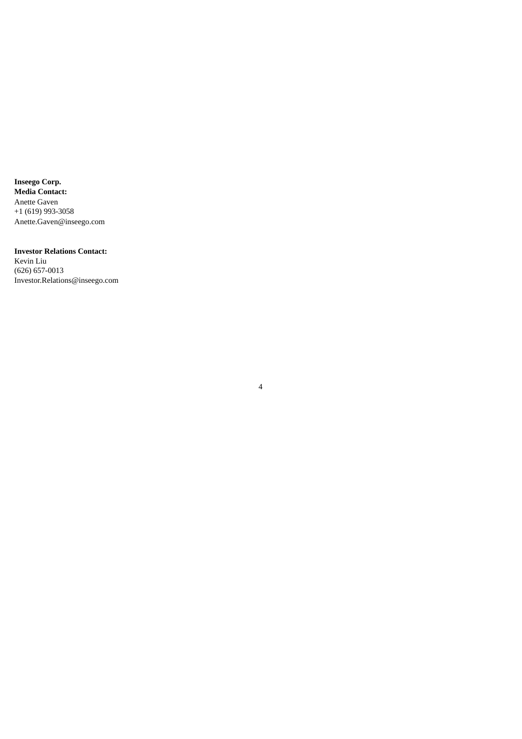**Inseego Corp.**
**Media Contact:**
Anette Gaven
+1 (619) 993-3058
Anette.Gaven@inseego.com

**Investor Relations Contact:**
Kevin Liu
(626) 657-0013
Investor.Relations@inseego.com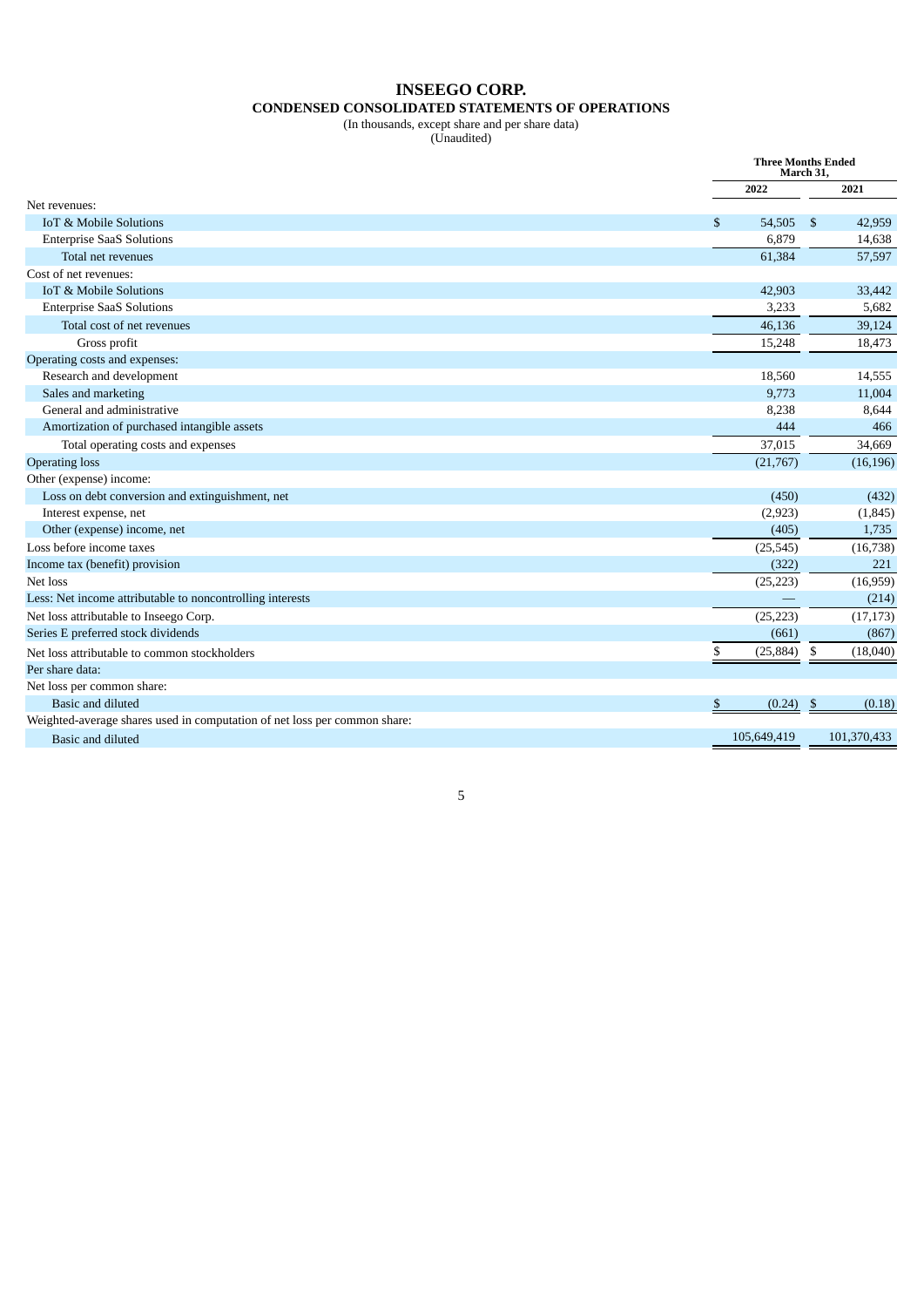# INSEEGO CORP.

## CONDENSED CONSOLIDATED STATEMENTS OF OPERATIONS

(In thousands, except share and per share data)
(Unaudited)

| | Three Months Ended March 31, | |
|---|---|---|
| | 2022 | 2021 |
| Net revenues: | | |
| IoT & Mobile Solutions | $ 54,505 | $ 42,959 |
| Enterprise SaaS Solutions | 6,879 | 14,638 |
| Total net revenues | 61,384 | 57,597 |
| Cost of net revenues: | | |
| IoT & Mobile Solutions | 42,903 | 33,442 |
| Enterprise SaaS Solutions | 3,233 | 5,682 |
| Total cost of net revenues | 46,136 | 39,124 |
| Gross profit | 15,248 | 18,473 |
| Operating costs and expenses: | | |
| Research and development | 18,560 | 14,555 |
| Sales and marketing | 9,773 | 11,004 |
| General and administrative | 8,238 | 8,644 |
| Amortization of purchased intangible assets | 444 | 466 |
| Total operating costs and expenses | 37,015 | 34,669 |
| Operating loss | (21,767) | (16,196) |
| Other (expense) income: | | |
| Loss on debt conversion and extinguishment, net | (450) | (432) |
| Interest expense, net | (2,923) | (1,845) |
| Other (expense) income, net | (405) | 1,735 |
| Loss before income taxes | (25,545) | (16,738) |
| Income tax (benefit) provision | (322) | 221 |
| Net loss | (25,223) | (16,959) |
| Less: Net income attributable to noncontrolling interests | — | (214) |
| Net loss attributable to Inseego Corp. | (25,223) | (17,173) |
| Series E preferred stock dividends | (661) | (867) |
| Net loss attributable to common stockholders | $ (25,884) | $ (18,040) |
| Per share data: | | |
| Net loss per common share: | | |
| Basic and diluted | $ (0.24) | $ (0.18) |
| Weighted-average shares used in computation of net loss per common share: | | |
| Basic and diluted | 105,649,419 | 101,370,433 |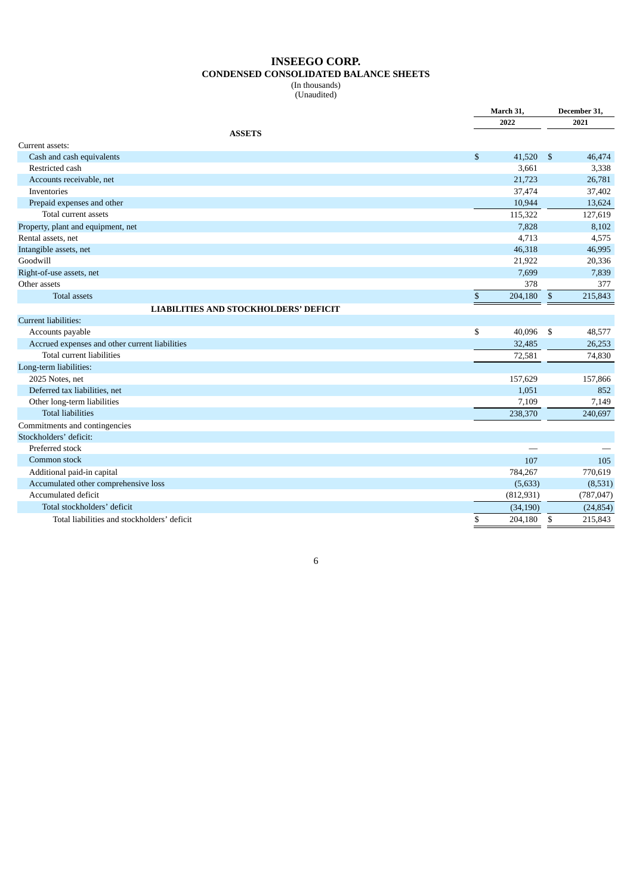# INSEEGO CORP.

## CONDENSED CONSOLIDATED BALANCE SHEETS

(In thousands)
(Unaudited)

| | March 31, 2022 | December 31, 2021 |
|---|---|---|
| **ASSETS** | | |
| Current assets: | | |
| Cash and cash equivalents | $ 41,520 | $ 46,474 |
| Restricted cash | 3,661 | 3,338 |
| Accounts receivable, net | 21,723 | 26,781 |
| Inventories | 37,474 | 37,402 |
| Prepaid expenses and other | 10,944 | 13,624 |
| Total current assets | 115,322 | 127,619 |
| Property, plant and equipment, net | 7,828 | 8,102 |
| Rental assets, net | 4,713 | 4,575 |
| Intangible assets, net | 46,318 | 46,995 |
| Goodwill | 21,922 | 20,336 |
| Right-of-use assets, net | 7,699 | 7,839 |
| Other assets | 378 | 377 |
| Total assets | $ 204,180 | $ 215,843 |
| **LIABILITIES AND STOCKHOLDERS' DEFICIT** | | |
| Current liabilities: | | |
| Accounts payable | $ 40,096 | $ 48,577 |
| Accrued expenses and other current liabilities | 32,485 | 26,253 |
| Total current liabilities | 72,581 | 74,830 |
| Long-term liabilities: | | |
| 2025 Notes, net | 157,629 | 157,866 |
| Deferred tax liabilities, net | 1,051 | 852 |
| Other long-term liabilities | 7,109 | 7,149 |
| Total liabilities | 238,370 | 240,697 |
| Commitments and contingencies | | |
| Stockholders' deficit: | | |
| Preferred stock | — | — |
| Common stock | 107 | 105 |
| Additional paid-in capital | 784,267 | 770,619 |
| Accumulated other comprehensive loss | (5,633) | (8,531) |
| Accumulated deficit | (812,931) | (787,047) |
| Total stockholders' deficit | (34,190) | (24,854) |
| Total liabilities and stockholders' deficit | $ 204,180 | $ 215,843 |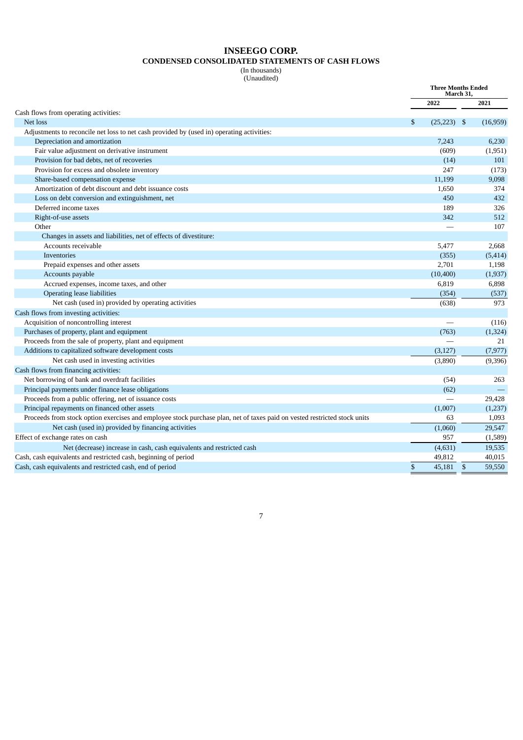# INSEEGO CORP.

## CONDENSED CONSOLIDATED STATEMENTS OF CASH FLOWS

(In thousands)
(Unaudited)

| | Three Months Ended March 31, | |
|---|---|---|
| | 2022 | 2021 |
| Cash flows from operating activities: | | |
| Net loss | $ (25,223) | $ (16,959) |
| Adjustments to reconcile net loss to net cash provided by (used in) operating activities: | | |
| Depreciation and amortization | 7,243 | 6,230 |
| Fair value adjustment on derivative instrument | (609) | (1,951) |
| Provision for bad debts, net of recoveries | (14) | 101 |
| Provision for excess and obsolete inventory | 247 | (173) |
| Share-based compensation expense | 11,199 | 9,098 |
| Amortization of debt discount and debt issuance costs | 1,650 | 374 |
| Loss on debt conversion and extinguishment, net | 450 | 432 |
| Deferred income taxes | 189 | 326 |
| Right-of-use assets | 342 | 512 |
| Other | — | 107 |
| Changes in assets and liabilities, net of effects of divestiture: | | |
| Accounts receivable | 5,477 | 2,668 |
| Inventories | (355) | (5,414) |
| Prepaid expenses and other assets | 2,701 | 1,198 |
| Accounts payable | (10,400) | (1,937) |
| Accrued expenses, income taxes, and other | 6,819 | 6,898 |
| Operating lease liabilities | (354) | (537) |
| Net cash (used in) provided by operating activities | (638) | 973 |
| Cash flows from investing activities: | | |
| Acquisition of noncontrolling interest | — | (116) |
| Purchases of property, plant and equipment | (763) | (1,324) |
| Proceeds from the sale of property, plant and equipment | — | 21 |
| Additions to capitalized software development costs | (3,127) | (7,977) |
| Net cash used in investing activities | (3,890) | (9,396) |
| Cash flows from financing activities: | | |
| Net borrowing of bank and overdraft facilities | (54) | 263 |
| Principal payments under finance lease obligations | (62) | — |
| Proceeds from a public offering, net of issuance costs | — | 29,428 |
| Principal repayments on financed other assets | (1,007) | (1,237) |
| Proceeds from stock option exercises and employee stock purchase plan, net of taxes paid on vested restricted stock units | 63 | 1,093 |
| Net cash (used in) provided by financing activities | (1,060) | 29,547 |
| Effect of exchange rates on cash | 957 | (1,589) |
| Net (decrease) increase in cash, cash equivalents and restricted cash | (4,631) | 19,535 |
| Cash, cash equivalents and restricted cash, beginning of period | 49,812 | 40,015 |
| Cash, cash equivalents and restricted cash, end of period | $ 45,181 | $ 59,550 |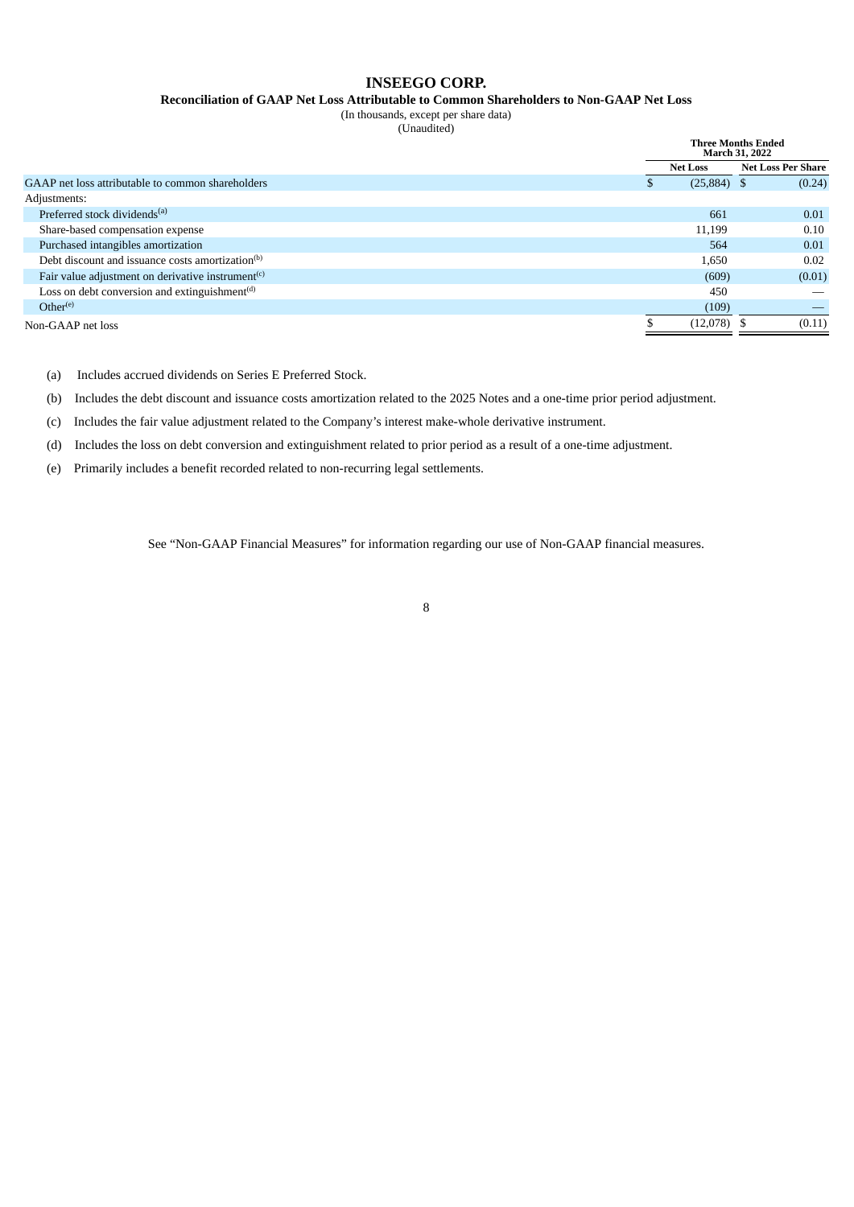# INSEEGO CORP.

## Reconciliation of GAAP Net Loss Attributable to Common Shareholders to Non-GAAP Net Loss

(In thousands, except per share data)

(Unaudited)

| | Three Months Ended March 31, 2022 | |
|---|---|---|
| | Net Loss | Net Loss Per Share |
| GAAP net loss attributable to common shareholders | $ (25,884) | $ (0.24) |
| Adjustments: | | |
| Preferred stock dividends[(a)] | 661 | 0.01 |
| Share-based compensation expense | 11,199 | 0.10 |
| Purchased intangibles amortization | 564 | 0.01 |
| Debt discount and issuance costs amortization[(b)] | 1,650 | 0.02 |
| Fair value adjustment on derivative instrument[(c)] | (609) | (0.01) |
| Loss on debt conversion and extinguishment[(d)] | 450 | — |
| Other[(e)] | (109) | — |
| Non-GAAP net loss | $ (12,078) | $ (0.11) |

(a) Includes accrued dividends on Series E Preferred Stock.

(b) Includes the debt discount and issuance costs amortization related to the 2025 Notes and a one-time prior period adjustment.

(c) Includes the fair value adjustment related to the Company's interest make-whole derivative instrument.

(d) Includes the loss on debt conversion and extinguishment related to prior period as a result of a one-time adjustment.

(e) Primarily includes a benefit recorded related to non-recurring legal settlements.

See "Non-GAAP Financial Measures" for information regarding our use of Non-GAAP financial measures.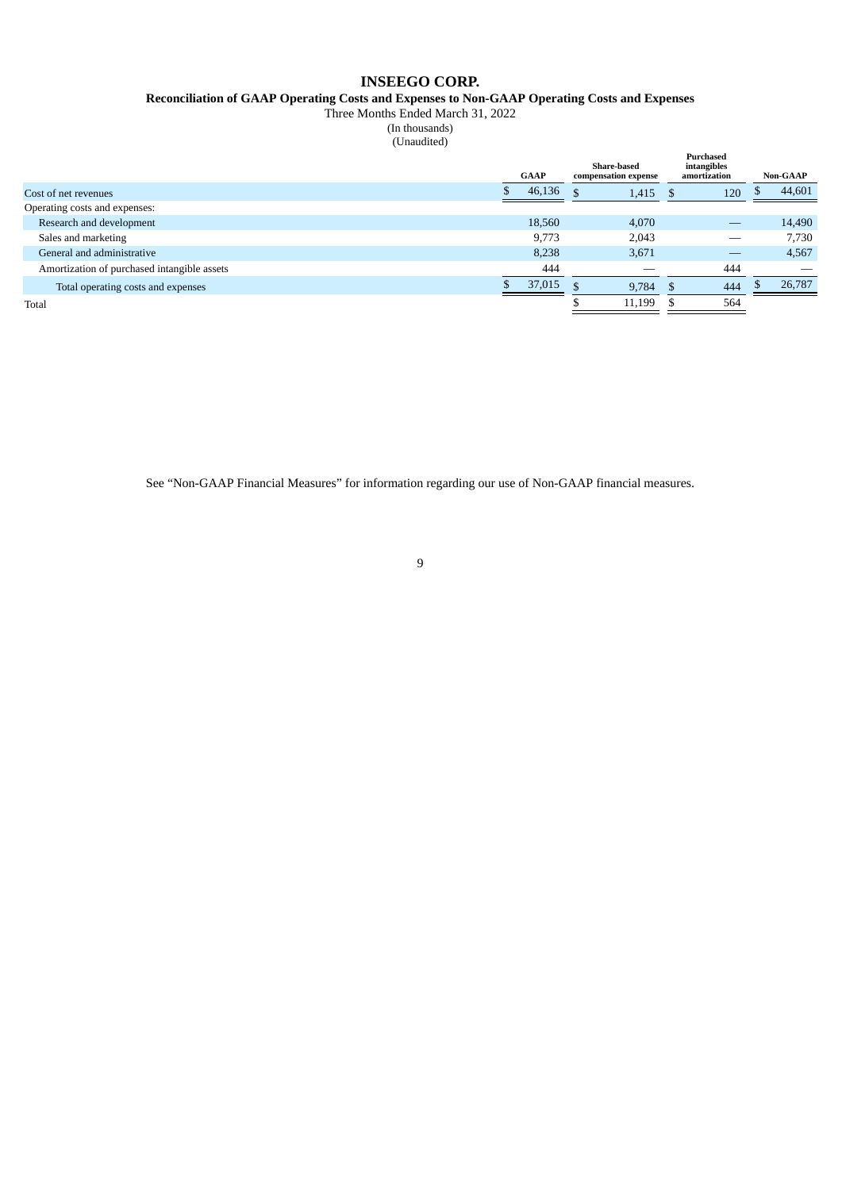# INSEEGO CORP.

## Reconciliation of GAAP Operating Costs and Expenses to Non-GAAP Operating Costs and Expenses

Three Months Ended March 31, 2022

(In thousands)

(Unaudited)

| | GAAP | Share-based compensation expense | Purchased intangibles amortization | Non-GAAP |
|---|---|---|---|---|
| Cost of net revenues | $ 46,136 | $ 1,415 | $ 120 | $ 44,601 |
| Operating costs and expenses: | | | | |
| Research and development | 18,560 | 4,070 | — | 14,490 |
| Sales and marketing | 9,773 | 2,043 | — | 7,730 |
| General and administrative | 8,238 | 3,671 | — | 4,567 |
| Amortization of purchased intangible assets | 444 | — | 444 | — |
| Total operating costs and expenses | $ 37,015 | $ 9,784 | $ 444 | $ 26,787 |
| Total | | $ 11,199 | $ 564 | |

See "Non-GAAP Financial Measures" for information regarding our use of Non-GAAP financial measures.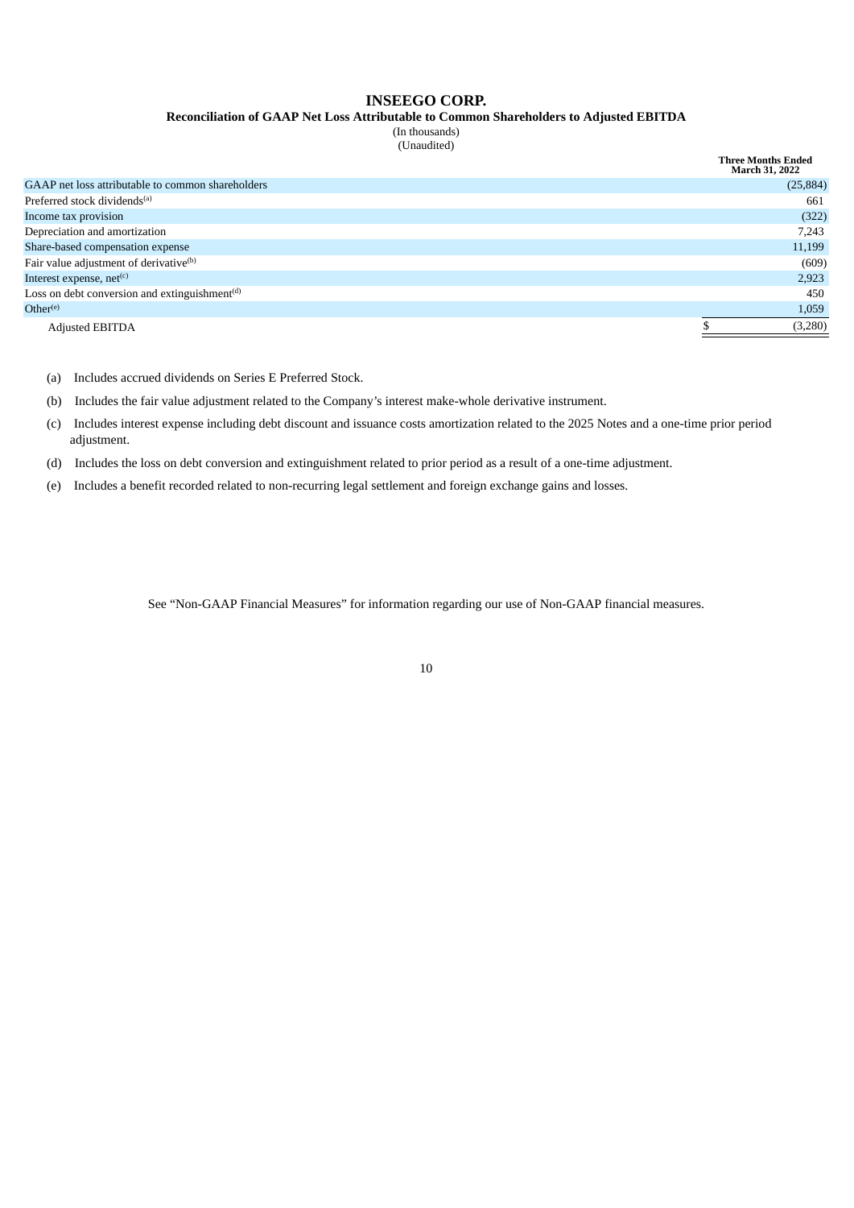# INSEEGO CORP.

## Reconciliation of GAAP Net Loss Attributable to Common Shareholders to Adjusted EBITDA

(In thousands)
(Unaudited)

| | Three Months Ended March 31, 2022 |
|---|---|
| GAAP net loss attributable to common shareholders | (25,884) |
| Preferred stock dividends[(a)] | 661 |
| Income tax provision | (322) |
| Depreciation and amortization | 7,243 |
| Share-based compensation expense | 11,199 |
| Fair value adjustment of derivative[(b)] | (609) |
| Interest expense, net[(c)] | 2,923 |
| Loss on debt conversion and extinguishment[(d)] | 450 |
| Other[(e)] | 1,059 |
| Adjusted EBITDA | $ (3,280) |

(a) Includes accrued dividends on Series E Preferred Stock.

(b) Includes the fair value adjustment related to the Company's interest make-whole derivative instrument.

(c) Includes interest expense including debt discount and issuance costs amortization related to the 2025 Notes and a one-time prior period adjustment.

(d) Includes the loss on debt conversion and extinguishment related to prior period as a result of a one-time adjustment.

(e) Includes a benefit recorded related to non-recurring legal settlement and foreign exchange gains and losses.

See "Non-GAAP Financial Measures" for information regarding our use of Non-GAAP financial measures.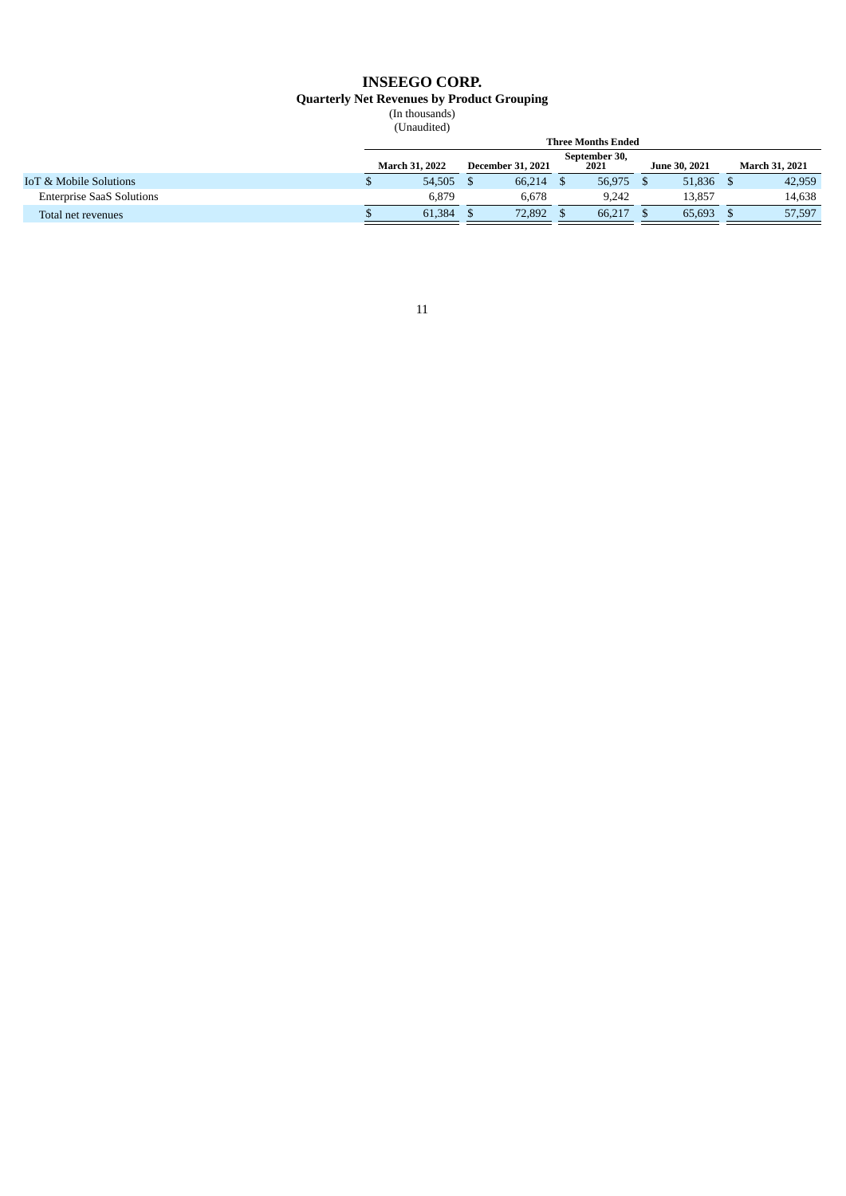# INSEEGO CORP.

**Quarterly Net Revenues by Product Grouping**

(In thousands)

(Unaudited)

| | Three Months Ended | | | | |
|---|---|---|---|---|---|
| | March 31, 2022 | December 31, 2021 | September 30, 2021 | June 30, 2021 | March 31, 2021 |
| IoT & Mobile Solutions | $ 54,505 | $ 66,214 | $ 56,975 | $ 51,836 | $ 42,959 |
| Enterprise SaaS Solutions | 6,879 | 6,678 | 9,242 | 13,857 | 14,638 |
| Total net revenues | $ 61,384 | $ 72,892 | $ 66,217 | $ 65,693 | $ 57,597 |